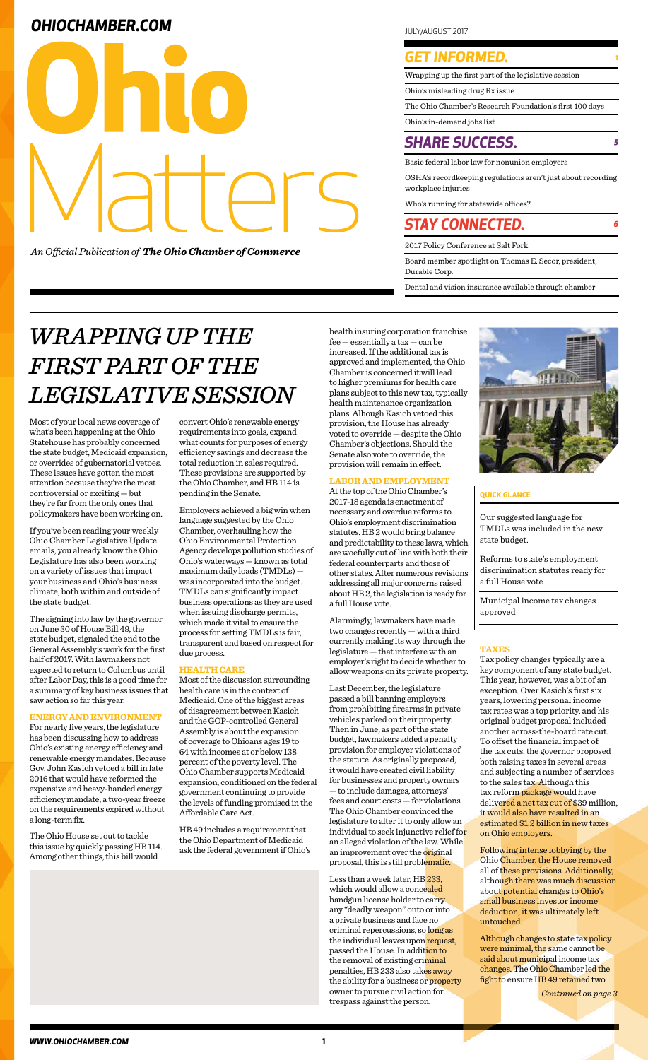# Ohio Matters

*An Official Publication of* ***The Ohio Chamber of Commerce***

JULY/AUGUST 2017

## *GET INFORMED.* 1

- Wrapping up the first part of the legislative session
- Ohio's misleading drug Rx issue
- The Ohio Chamber's Research Foundation's first 100 days
- Ohio's in-demand jobs list

## *SHARE SUCCESS.* 5

- Basic federal labor law for nonunion employers
- OSHA's recordkeeping regulations aren't just about recording workplace injuries
- Who's running for statewide offices?

## *STAY CONNECTED.* 6

- 2017 Policy Conference at Salt Fork
- Board member spotlight on Thomas E. Secor, president, Durable Corp.
- Dental and vision insurance available through chamber

# *WRAPPING UP THE FIRST PART OF THE LEGISLATIVE SESSION*

Most of your local news coverage of what's been happening at the Ohio Statehouse has probably concerned the state budget, Medicaid expansion, or overrides of gubernatorial vetoes. These issues have gotten the most attention because they're the most controversial or exciting — but they're far from the only ones that policymakers have been working on.

If you've been reading your weekly Ohio Chamber Legislative Update emails, you already know the Ohio Legislature has also been working on a variety of issues that impact your business and Ohio's business climate, both within and outside of the state budget.

The signing into law by the governor on June 30 of House Bill 49, the state budget, signaled the end to the General Assembly's work for the first half of 2017. With lawmakers not expected to return to Columbus until after Labor Day, this is a good time for a summary of key business issues that saw action so far this year.

### ENERGY AND ENVIRONMENT

For nearly five years, the legislature has been discussing how to address Ohio's existing energy efficiency and renewable energy mandates. Because Gov. John Kasich vetoed a bill in late 2016 that would have reformed the expensive and heavy-handed energy efficiency mandate, a two-year freeze on the requirements expired without a long-term fix.

The Ohio House set out to tackle this issue by quickly passing HB 114. Among other things, this bill would convert Ohio's renewable energy requirements into goals, expand what counts for purposes of energy efficiency savings and decrease the total reduction in sales required. These provisions are supported by the Ohio Chamber, and HB 114 is pending in the Senate.

Employers achieved a big win when language suggested by the Ohio Chamber, overhauling how the Ohio Environmental Protection Agency develops pollution studies of Ohio's waterways — known as total maximum daily loads (TMDLs) — was incorporated into the budget. TMDLs can significantly impact business operations as they are used when issuing discharge permits, which made it vital to ensure the process for setting TMDLs is fair, transparent and based on respect for due process.

### HEALTH CARE

Most of the discussion surrounding health care is in the context of Medicaid. One of the biggest areas of disagreement between Kasich and the GOP-controlled General Assembly is about the expansion of coverage to Ohioans ages 19 to 64 with incomes at or below 138 percent of the poverty level. The Ohio Chamber supports Medicaid expansion, conditioned on the federal government continuing to provide the levels of funding promised in the Affordable Care Act.

HB 49 includes a requirement that the Ohio Department of Medicaid ask the federal government if Ohio's health insuring corporation franchise fee — essentially a tax — can be increased. If the additional tax is approved and implemented, the Ohio Chamber is concerned it will lead to higher premiums for health care plans subject to this new tax, typically health maintenance organization plans. Although Kasich vetoed this provision, the House has already voted to override — despite the Ohio Chamber's objections. Should the Senate also vote to override, the provision will remain in effect.

### LABOR AND EMPLOYMENT

At the top of the Ohio Chamber's 2017-18 agenda is enactment of necessary and overdue reforms to Ohio's employment discrimination statutes. HB 2 would bring balance and predictability to these laws, which are woefully out of line with both their federal counterparts and those of other states. After numerous revisions addressing all major concerns raised about HB 2, the legislation is ready for a full House vote.

Alarmingly, lawmakers have made two changes recently — with a third currently making its way through the legislature — that interfere with an employer's right to decide whether to allow weapons on its private property.

Last December, the legislature passed a bill banning employers from prohibiting firearms in private vehicles parked on their property. Then in June, as part of the state budget, lawmakers added a penalty provision for employer violations of the statute. As originally proposed, it would have created civil liability for businesses and property owners — to include damages, attorneys' fees and court costs — for violations. The Ohio Chamber convinced the legislature to alter it to only allow an individual to seek injunctive relief for an alleged violation of the law. While an improvement over the original proposal, this is still problematic.

Less than a week later, HB 233, which would allow a concealed handgun license holder to carry any "deadly weapon" onto or into a private business and face no criminal repercussions, so long as the individual leaves upon request, passed the House. In addition to the removal of existing criminal penalties, HB 233 also takes away the ability for a business or property owner to pursue civil action for trespass against the person.

### QUICK GLANCE

- Our suggested language for TMDLs was included in the new state budget.
- Reforms to state's employment discrimination statutes ready for a full House vote
- Municipal income tax changes approved

### TAXES

Tax policy changes typically are a key component of any state budget. This year, however, was a bit of an exception. Over Kasich's first six years, lowering personal income tax rates was a top priority, and his original budget proposal included another across-the-board rate cut. To offset the financial impact of the tax cuts, the governor proposed both raising taxes in several areas and subjecting a number of services to the sales tax. Although this tax reform package would have delivered a net tax cut of $39 million, it would also have resulted in an estimated $1.2 billion in new taxes on Ohio employers.

Following intense lobbying by the Ohio Chamber, the House removed all of these provisions. Additionally, although there was much discussion about potential changes to Ohio's small business investor income deduction, it was ultimately left untouched.

Although changes to state tax policy were minimal, the same cannot be said about municipal income tax changes. The Ohio Chamber led the fight to ensure HB 49 retained two

*Continued on page 3*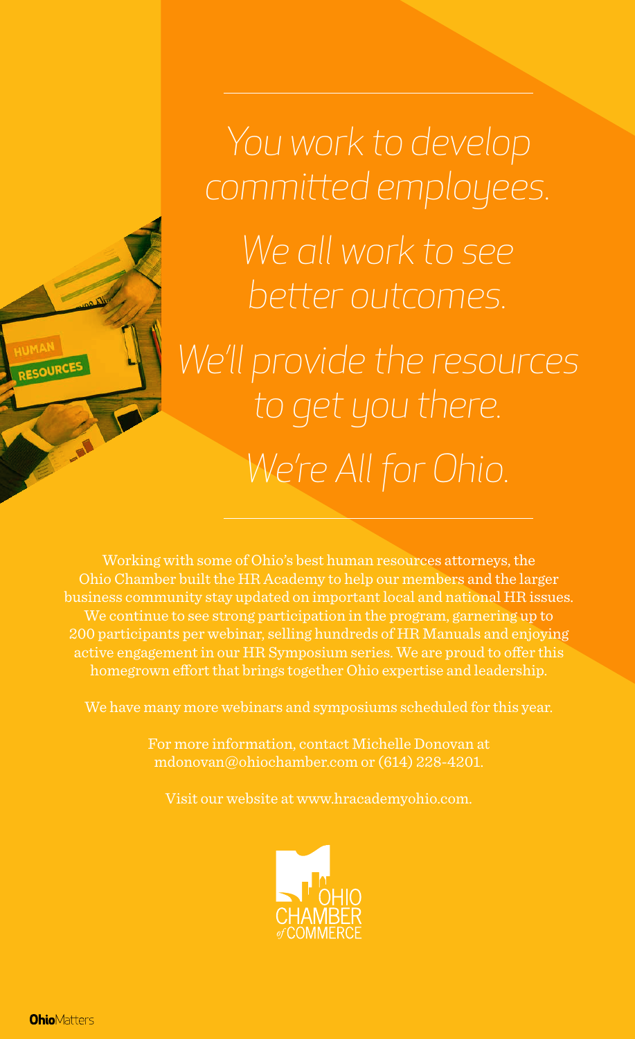*You work to develop committed employees.*

*We all work to see better outcomes.*

*We'll provide the resources to get you there.*

*We're All for Ohio.*

Working with some of Ohio's best human resources attorneys, the Ohio Chamber built the HR Academy to help our members and the larger business community stay updated on important local and national HR issues. We continue to see strong participation in the program, garnering up to 200 participants per webinar, selling hundreds of HR Manuals and enjoying active engagement in our HR Symposium series. We are proud to offer this homegrown effort that brings together Ohio expertise and leadership.

We have many more webinars and symposiums scheduled for this year.

For more information, contact Michelle Donovan at mdonovan@ohiochamber.com or (614) 228-4201.

Visit our website at www.hracademyohio.com.

OHIO CHAMBER *of* COMMERCE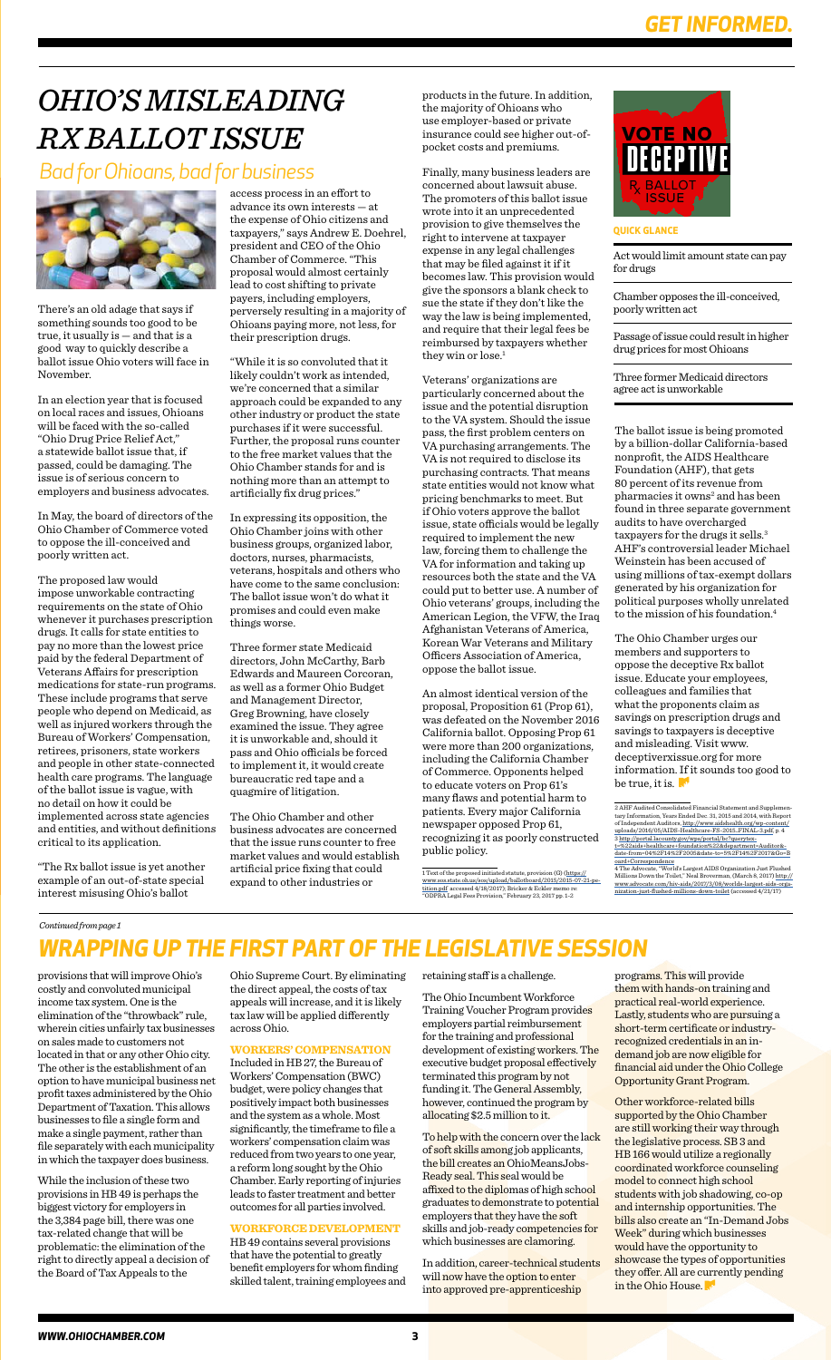# OHIO'S MISLEADING RX BALLOT ISSUE

## Bad for Ohioans, bad for business

There's an old adage that says if something sounds too good to be true, it usually is — and that is a good way to quickly describe a ballot issue Ohio voters will face in November.

In an election year that is focused on local races and issues, Ohioans will be faced with the so-called "Ohio Drug Price Relief Act," a statewide ballot issue that, if passed, could be damaging. The issue is of serious concern to employers and business advocates.

In May, the board of directors of the Ohio Chamber of Commerce voted to oppose the ill-conceived and poorly written act.

The proposed law would impose unworkable contracting requirements on the state of Ohio whenever it purchases prescription drugs. It calls for state entities to pay no more than the lowest price paid by the federal Department of Veterans Affairs for prescription medications for state-run programs. These include programs that serve people who depend on Medicaid, as well as injured workers through the Bureau of Workers' Compensation, retirees, prisoners, state workers and people in other state-connected health care programs. The language of the ballot issue is vague, with no detail on how it could be implemented across state agencies and entities, and without definitions critical to its application.

"The Rx ballot issue is yet another example of an out-of-state special interest misusing Ohio's ballot access process in an effort to advance its own interests — at the expense of Ohio citizens and taxpayers," says Andrew E. Doehrel, president and CEO of the Ohio Chamber of Commerce. "This proposal would almost certainly lead to cost shifting to private payers, including employers, perversely resulting in a majority of Ohioans paying more, not less, for their prescription drugs.

"While it is so convoluted that it likely couldn't work as intended, we're concerned that a similar approach could be expanded to any other industry or product the state purchases if it were successful. Further, the proposal runs counter to the free market values that the Ohio Chamber stands for and is nothing more than an attempt to artificially fix drug prices."

In expressing its opposition, the Ohio Chamber joins with other business groups, organized labor, doctors, nurses, pharmacists, veterans, hospitals and others who have come to the same conclusion: The ballot issue won't do what it promises and could even make things worse.

Three former state Medicaid directors, John McCarthy, Barb Edwards and Maureen Corcoran, as well as a former Ohio Budget and Management Director, Greg Browning, have closely examined the issue. They agree it is unworkable and, should it pass and Ohio officials be forced to implement it, it would create bureaucratic red tape and a quagmire of litigation.

The Ohio Chamber and other business advocates are concerned that the issue runs counter to free market values and would establish artificial price fixing that could expand to other industries or products in the future. In addition, the majority of Ohioans who use employer-based or private insurance could see higher out-of-pocket costs and premiums.

Finally, many business leaders are concerned about lawsuit abuse. The promoters of this ballot issue wrote into it an unprecedented provision to give themselves the right to intervene at taxpayer expense in any legal challenges that may be filed against it if it becomes law. This provision would give the sponsors a blank check to sue the state if they don't like the way the law is being implemented, and require that their legal fees be reimbursed by taxpayers whether they win or lose.[1]

Veterans' organizations are particularly concerned about the issue and the potential disruption to the VA system. Should the issue pass, the first problem centers on VA purchasing arrangements. The VA is not required to disclose its purchasing contracts. That means state entities would not know what pricing benchmarks to meet. But if Ohio voters approve the ballot issue, state officials would be legally required to implement the new law, forcing them to challenge the VA for information and taking up resources both the state and the VA could put to better use. A number of Ohio veterans' groups, including the American Legion, the VFW, the Iraq Afghanistan Veterans of America, Korean War Veterans and Military Officers Association of America, oppose the ballot issue.

An almost identical version of the proposal, Proposition 61 (Prop 61), was defeated on the November 2016 California ballot. Opposing Prop 61 were more than 200 organizations, including the California Chamber of Commerce. Opponents helped to educate voters on Prop 61's many flaws and potential harm to patients. Every major California newspaper opposed Prop 61, recognizing it as poorly constructed public policy.

1 Text of the proposed initiated statute, provision (G) (https://www.sos.state.oh.us/sos/upload/ballotboard/2015/2015-07-21-petition.pdf accessed 4/18/2017); Bricker & Eckler memo re: "ODPRA Legal Fees Provision," February 23, 2017 pp. 1-2

VOTE NO DECEPTIVE Rx BALLOT ISSUE

**QUICK GLANCE**

Act would limit amount state can pay for drugs

Chamber opposes the ill-conceived, poorly written act

Passage of issue could result in higher drug prices for most Ohioans

Three former Medicaid directors agree act is unworkable

The ballot issue is being promoted by a billion-dollar California-based nonprofit, the AIDS Healthcare Foundation (AHF), that gets 80 percent of its revenue from pharmacies it owns[2] and has been found in three separate government audits to have overcharged taxpayers for the drugs it sells.[3] AHF's controversial leader Michael Weinstein has been accused of using millions of tax-exempt dollars generated by his organization for political purposes wholly unrelated to the mission of his foundation.[4]

The Ohio Chamber urges our members and supporters to oppose the deceptive Rx ballot issue. Educate your employees, colleagues and families that what the proponents claim as savings on prescription drugs and savings to taxpayers is deceptive and misleading. Visit www.deceptiverxissue.org for more information. If it sounds too good to be true, it is.

2 AHF Audited Consolidated Financial Statement and Supplementary Information, Years Ended Dec. 31, 2015 and 2014, with Report of Independent Auditors, http://www.aidshealth.org/wp-content/uploads/2016/05/AIDS-Healthcare-FS-2015_FINAL-3.pdf, p. 4
3 http://portal.lacounty.gov/wps/portal/hc?querytext=%22aids+healthcare+foundation%22&department=Auditor&date-from=04%2F14%2F2005&date-to=5%2F14%2F2017&Go=Search=Correspondence
4 The Advocate, "World's Largest AIDS Organization Just Flushed Millions Down the Toilet," Neal Broverman, (March 8, 2017) http://www.advocate.com/hiv-aids/2017/3/08/worlds-largest-aids-organization-just-flushed-millions-down-toilet (accessed 4/21/17)

*Continued from page 1*

# WRAPPING UP THE FIRST PART OF THE LEGISLATIVE SESSION

provisions that will improve Ohio's costly and convoluted municipal income tax system. One is the elimination of the "throwback" rule, wherein cities unfairly tax businesses on sales made to customers not located in that or any other Ohio city. The other is the establishment of an option to have municipal business net profit taxes administered by the Ohio Department of Taxation. This allows businesses to file a single form and make a single payment, rather than file separately with each municipality in which the taxpayer does business.

While the inclusion of these two provisions in HB 49 is perhaps the biggest victory for employers in the 3,384 page bill, there was one tax-related change that will be problematic: the elimination of the right to directly appeal a decision of the Board of Tax Appeals to the Ohio Supreme Court. By eliminating the direct appeal, the costs of tax appeals will increase, and it is likely tax law will be applied differently across Ohio.

**WORKERS' COMPENSATION**

Included in HB 27, the Bureau of Workers' Compensation (BWC) budget, were policy changes that positively impact both businesses and the system as a whole. Most significantly, the timeframe to file a workers' compensation claim was reduced from two years to one year, a reform long sought by the Ohio Chamber. Early reporting of injuries leads to faster treatment and better outcomes for all parties involved.

**WORKFORCE DEVELOPMENT**

HB 49 contains several provisions that have the potential to greatly benefit employers for whom finding skilled talent, training employees and retaining staff is a challenge.

The Ohio Incumbent Workforce Training Voucher Program provides employers partial reimbursement for the training and professional development of existing workers. The executive budget proposal effectively terminated this program by not funding it. The General Assembly, however, continued the program by allocating $2.5 million to it.

To help with the concern over the lack of soft skills among job applicants, the bill creates an OhioMeansJobs-Ready seal. This seal would be affixed to the diplomas of high school graduates to demonstrate to potential employers that they have the soft skills and job-ready competencies for which businesses are clamoring.

In addition, career-technical students will now have the option to enter into approved pre-apprenticeship programs. This will provide them with hands-on training and practical real-world experience. Lastly, students who are pursuing a short-term certificate or industry-recognized credentials in an in-demand job are now eligible for financial aid under the Ohio College Opportunity Grant Program.

Other workforce-related bills supported by the Ohio Chamber are still working their way through the legislative process. SB 3 and HB 166 would utilize a regionally coordinated workforce counseling model to connect high school students with job shadowing, co-op and internship opportunities. The bills also create an "In-Demand Jobs Week" during which businesses would have the opportunity to showcase the types of opportunities they offer. All are currently pending in the Ohio House.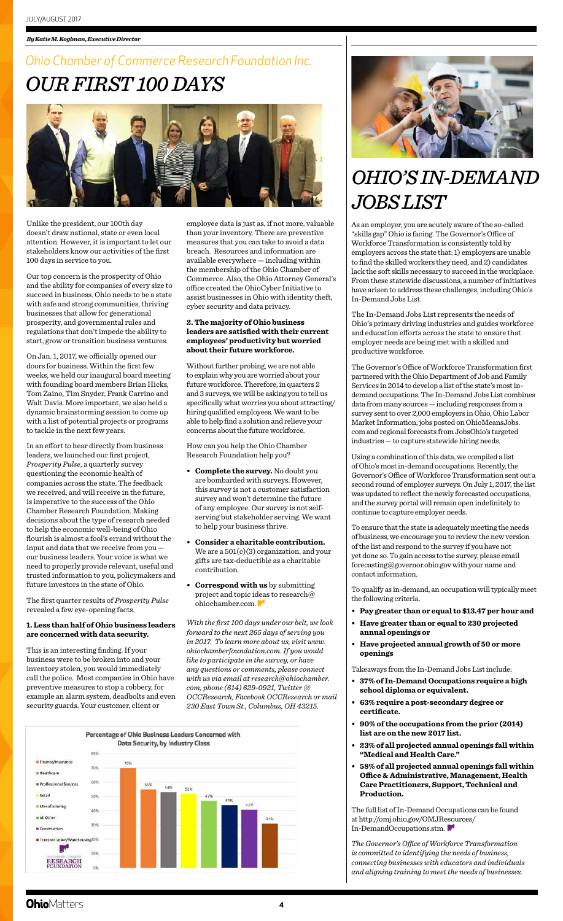*By Katie M. Koglman, Executive Director*

## *Ohio Chamber of Commerce Research Foundation Inc.*

# *OUR FIRST 100 DAYS*

Unlike the president, our 100th day doesn't draw national, state or even local attention. However, it is important to let our stakeholders know our activities of the first 100 days in service to you.

Our top concern is the prosperity of Ohio and the ability for companies of every size to succeed in business. Ohio needs to be a state with safe and strong communities, thriving businesses that allow for generational prosperity, and governmental rules and regulations that don't impede the ability to start, grow or transition business ventures.

On Jan. 1, 2017, we officially opened our doors for business. Within the first few weeks, we held our inaugural board meeting with founding board members Brian Hicks, Tom Zaino, Tim Snyder, Frank Carrino and Walt Davis. More important, we also held a dynamic brainstorming session to come up with a list of potential projects or programs to tackle in the next few years.

In an effort to hear directly from business leaders, we launched our first project, *Prosperity Pulse*, a quarterly survey questioning the economic health of companies across the state. The feedback we received, and will receive in the future, is imperative to the success of the Ohio Chamber Research Foundation. Making decisions about the type of research needed to help the economic well-being of Ohio flourish is almost a fool's errand without the input and data that we receive from you — our business leaders. Your voice is what we need to properly provide relevant, useful and trusted information to you, policymakers and future investors in the state of Ohio.

The first quarter results of *Prosperity Pulse* revealed a few eye-opening facts.

**1. Less than half of Ohio business leaders are concerned with data security.**

This is an interesting finding. If your business were to be broken into and your inventory stolen, you would immediately call the police. Most companies in Ohio have preventive measures to stop a robbery, for example an alarm system, deadbolts and even security guards. Your customer, client or employee data is just as, if not more, valuable than your inventory. There are preventive measures that you can take to avoid a data breach. Resources and information are available everywhere — including within the membership of the Ohio Chamber of Commerce. Also, the Ohio Attorney General's office created the OhioCyber Initiative to assist businesses in Ohio with identity theft, cyber security and data privacy.

**2. The majority of Ohio business leaders are satisfied with their current employees' productivity but worried about their future workforce.**

Without further probing, we are not able to explain why you are worried about your future workforce. Therefore, in quarters 2 and 3 surveys, we will be asking you to tell us specifically what worries you about attracting/hiring qualified employees. We want to be able to help find a solution and relieve your concerns about the future workforce.

How can you help the Ohio Chamber Research Foundation help you?

- **Complete the survey.** No doubt you are bombarded with surveys. However, this survey is not a customer satisfaction survey and won't determine the future of any employee. Our survey is not self-serving but stakeholder serving. We want to help your business thrive.
- **Consider a charitable contribution.** We are a 501(c)(3) organization, and your gifts are tax-deductible as a charitable contribution.
- **Correspond with us** by submitting project and topic ideas to research@ohiochamber.com.

*With the first 100 days under our belt, we look forward to the next 265 days of serving you in 2017. To learn more about us, visit www.ohiochamberfoundation.com. If you would like to participate in the survey, or have any questions or comments, please connect with us via email at research@ohiochamber.com, phone (614) 629-0921, Twitter @OCCResearch, Facebook OCCResearch or mail 230 East Town St., Columbus, OH 43215.*

**Percentage of Ohio Business Leaders Concerned with Data Security, by Industry Class**

| Industry Class | Percentage |
|---|---|
| Finance/Insurance | 70% |
| Healthcare | 55% |
| Professional Services | 53% |
| Retail | 52% |
| Manufacturing | 47% |
| All Other | 44% |
| Construction | 41% |
| Transportation/Warehousing | 31% |

# *OHIO'S IN-DEMAND JOBS LIST*

As an employer, you are acutely aware of the so-called "skills gap" Ohio is facing. The Governor's Office of Workforce Transformation is consistently told by employers across the state that: 1) employers are unable to find the skilled workers they need, and 2) candidates lack the soft skills necessary to succeed in the workplace. From these statewide discussions, a number of initiatives have arisen to address these challenges, including Ohio's In-Demand Jobs List.

The In-Demand Jobs List represents the needs of Ohio's primary driving industries and guides workforce and education efforts across the state to ensure that employer needs are being met with a skilled and productive workforce.

The Governor's Office of Workforce Transformation first partnered with the Ohio Department of Job and Family Services in 2014 to develop a list of the state's most in-demand occupations. The In-Demand Jobs List combines data from many sources — including responses from a survey sent to over 2,000 employers in Ohio, Ohio Labor Market Information, jobs posted on OhioMeansJobs.com and regional forecasts from JobsOhio's targeted industries — to capture statewide hiring needs.

Using a combination of this data, we compiled a list of Ohio's most in-demand occupations. Recently, the Governor's Office of Workforce Transformation sent out a second round of employer surveys. On July 1, 2017, the list was updated to reflect the newly forecasted occupations, and the survey portal will remain open indefinitely to continue to capture employer needs.

To ensure that the state is adequately meeting the needs of business, we encourage you to review the new version of the list and respond to the survey if you have not yet done so. To gain access to the survey, please email forecasting@governor.ohio.gov with your name and contact information.

To qualify as in-demand, an occupation will typically meet the following criteria.

- **Pay greater than or equal to $13.47 per hour and**
- **Have greater than or equal to 230 projected annual openings or**
- **Have projected annual growth of 50 or more openings**

Takeaways from the In-Demand Jobs List include:

- **37% of In-Demand Occupations require a high school diploma or equivalent.**
- **63% require a post-secondary degree or certificate.**
- **90% of the occupations from the prior (2014) list are on the new 2017 list.**
- **23% of all projected annual openings fall within "Medical and Health Care."**
- **58% of all projected annual openings fall within Office & Administrative, Management, Health Care Practitioners, Support, Technical and Production.**

The full list of In-Demand Occupations can be found at http://omj.ohio.gov/OMJResources/In-DemandOccupations.stm.

*The Governor's Office of Workforce Transformation is committed to identifying the needs of business, connecting businesses with educators and individuals and aligning training to meet the needs of businesses.*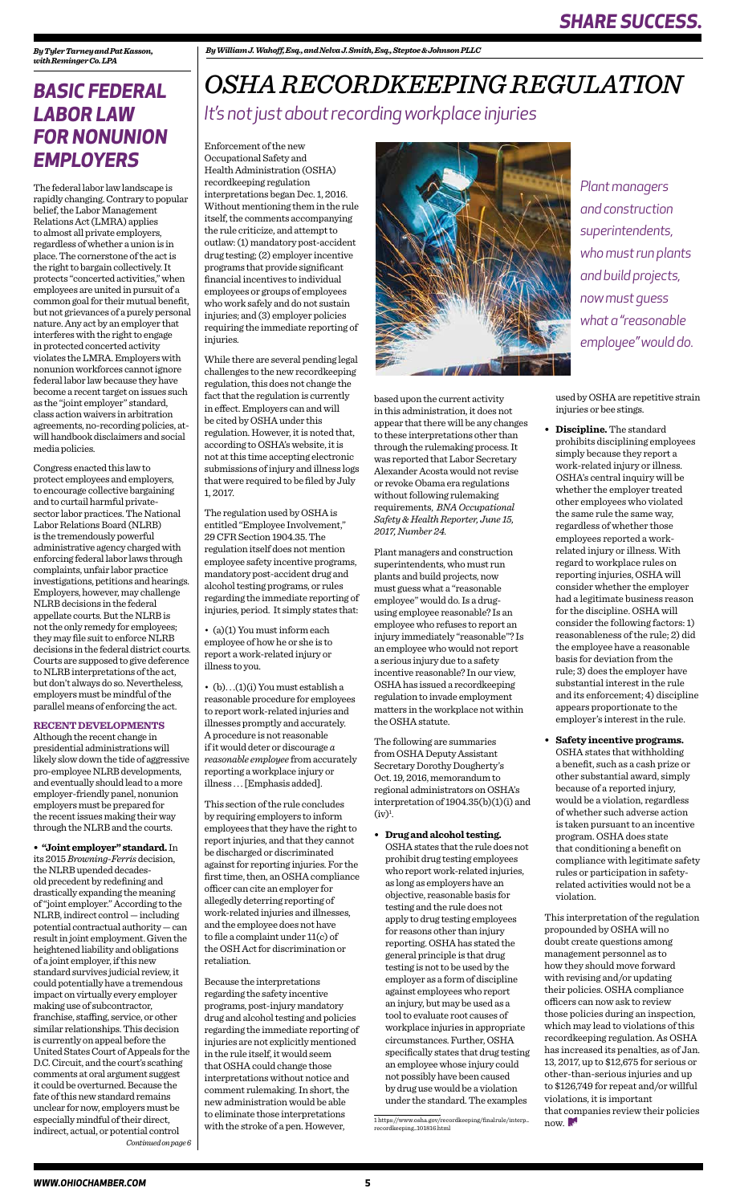*By Tyler Tarney and Pat Kasson, with Reminger Co. LPA*

# BASIC FEDERAL LABOR LAW FOR NONUNION EMPLOYERS

The federal labor law landscape is rapidly changing. Contrary to popular belief, the Labor Management Relations Act (LMRA) applies to almost all private employers, regardless of whether a union is in place. The cornerstone of the act is the right to bargain collectively. It protects "concerted activities," when employees are united in pursuit of a common goal for their mutual benefit, but not grievances of a purely personal nature. Any act by an employer that interferes with the right to engage in protected concerted activity violates the LMRA. Employers with nonunion workforces cannot ignore federal labor law because they have become a recent target on issues such as the "joint employer" standard, class action waivers in arbitration agreements, no-recording policies, at-will handbook disclaimers and social media policies.

Congress enacted this law to protect employees and employers, to encourage collective bargaining and to curtail harmful private-sector labor practices. The National Labor Relations Board (NLRB) is the tremendously powerful administrative agency charged with enforcing federal labor laws through complaints, unfair labor practice investigations, petitions and hearings. Employers, however, may challenge NLRB decisions in the federal appellate courts. But the NLRB is not the only remedy for employees; they may file suit to enforce NLRB decisions in the federal district courts. Courts are supposed to give deference to NLRB interpretations of the act, but don't always do so. Nevertheless, employers must be mindful of the parallel means of enforcing the act.

**RECENT DEVELOPMENTS**

Although the recent change in presidential administrations will likely slow down the tide of aggressive pro-employee NLRB developments, and eventually should lead to a more employer-friendly panel, nonunion employers must be prepared for the recent issues making their way through the NLRB and the courts.

- **"Joint employer" standard.** In its 2015 *Browning-Ferris* decision, the NLRB upended decades-old precedent by redefining and drastically expanding the meaning of "joint employer." According to the NLRB, indirect control — including potential contractual authority — can result in joint employment. Given the heightened liability and obligations of a joint employer, if this new standard survives judicial review, it could potentially have a tremendous impact on virtually every employer making use of subcontractor, franchise, staffing, service, or other similar relationships. This decision is currently on appeal before the United States Court of Appeals for the D.C. Circuit, and the court's scathing comments at oral argument suggest it could be overturned. Because the fate of this new standard remains unclear for now, employers must be especially mindful of their direct, indirect, actual, or potential control

*Continued on page 6*

*By William J. Wahoff, Esq., and Nelva J. Smith, Esq., Steptoe & Johnson PLLC*

# OSHA RECORDKEEPING REGULATION

## *It's not just about recording workplace injuries*

Enforcement of the new Occupational Safety and Health Administration (OSHA) recordkeeping regulation interpretations began Dec. 1, 2016. Without mentioning them in the rule itself, the comments accompanying the rule criticize, and attempt to outlaw: (1) mandatory post-accident drug testing; (2) employer incentive programs that provide significant financial incentives to individual employees or groups of employees who work safely and do not sustain injuries; and (3) employer policies requiring the immediate reporting of injuries.

While there are several pending legal challenges to the new recordkeeping regulation, this does not change the fact that the regulation is currently in effect. Employers can and will be cited by OSHA under this regulation. However, it is noted that, according to OSHA's website, it is not at this time accepting electronic submissions of injury and illness logs that were required to be filed by July 1, 2017.

The regulation used by OSHA is entitled "Employee Involvement," 29 CFR Section 1904.35. The regulation itself does not mention employee safety incentive programs, mandatory post-accident drug and alcohol testing programs, or rules regarding the immediate reporting of injuries, period. It simply states that:

- (a)(1) You must inform each employee of how he or she is to report a work-related injury or illness to you.
- (b)...(1)(i) You must establish a reasonable procedure for employees to report work-related injuries and illnesses promptly and accurately. A procedure is not reasonable if it would deter or discourage *a reasonable employee* from accurately reporting a workplace injury or illness . . . [Emphasis added].

This section of the rule concludes by requiring employers to inform employees that they have the right to report injuries, and that they cannot be discharged or discriminated against for reporting injuries. For the first time, then, an OSHA compliance officer can cite an employer for allegedly deterring reporting of work-related injuries and illnesses, and the employee does not have to file a complaint under 11(c) of the OSH Act for discrimination or retaliation.

Because the interpretations regarding the safety incentive programs, post-injury mandatory drug and alcohol testing and policies regarding the immediate reporting of injuries are not explicitly mentioned in the rule itself, it would seem that OSHA could change those interpretations without notice and comment rulemaking. In short, the new administration would be able to eliminate those interpretations with the stroke of a pen. However, based upon the current activity in this administration, it does not appear that there will be any changes to these interpretations other than through the rulemaking process. It was reported that Labor Secretary Alexander Acosta would not revise or revoke Obama era regulations without following rulemaking requirements, *BNA Occupational Safety & Health Reporter, June 15, 2017, Number 24.*

*Plant managers and construction superintendents, who must run plants and build projects, now must guess what a "reasonable employee" would do.*

Plant managers and construction superintendents, who must run plants and build projects, now must guess what a "reasonable employee" would do. Is a drug-using employee reasonable? Is an employee who refuses to report an injury immediately "reasonable"? Is an employee who would not report a serious injury due to a safety incentive reasonable? In our view, OSHA has issued a recordkeeping regulation to invade employment matters in the workplace not within the OSHA statute.

The following are summaries from OSHA Deputy Assistant Secretary Dorothy Dougherty's Oct. 19, 2016, memorandum to regional administrators on OSHA's interpretation of 1904.35(b)(1)(i) and (iv)[1].

- **Drug and alcohol testing.** OSHA states that the rule does not prohibit drug testing employees who report work-related injuries, as long as employers have an objective, reasonable basis for testing and the rule does not apply to drug testing employees for reasons other than injury reporting. OSHA has stated the general principle is that drug testing is not to be used by the employer as a form of discipline against employees who report an injury, but may be used as a tool to evaluate root causes of workplace injuries in appropriate circumstances. Further, OSHA specifically states that drug testing an employee whose injury could not possibly have been caused by drug use would be a violation under the standard. The examples used by OSHA are repetitive strain injuries or bee stings.
- **Discipline.** The standard prohibits disciplining employees simply because they report a work-related injury or illness. OSHA's central inquiry will be whether the employer treated other employees who violated the same rule the same way, regardless of whether those employees reported a work-related injury or illness. With regard to workplace rules on reporting injuries, OSHA will consider whether the employer had a legitimate business reason for the discipline. OSHA will consider the following factors: 1) reasonableness of the rule; 2) did the employee have a reasonable basis for deviation from the rule; 3) does the employer have substantial interest in the rule and its enforcement; 4) discipline appears proportionate to the employer's interest in the rule.
- **Safety incentive programs.** OSHA states that withholding a benefit, such as a cash prize or other substantial award, simply because of a reported injury, would be a violation, regardless of whether such adverse action is taken pursuant to an incentive program. OSHA does state that conditioning a benefit on compliance with legitimate safety rules or participation in safety-related activities would not be a violation.

This interpretation of the regulation propounded by OSHA will no doubt create questions among management personnel as to how they should move forward with revising and/or updating their policies. OSHA compliance officers can now ask to review those policies during an inspection, which may lead to violations of this recordkeeping regulation. As OSHA has increased its penalties, as of Jan. 13, 2017, up to $12,675 for serious or other-than-serious injuries and up to $126,749 for repeat and/or willful violations, it is important that companies review their policies now.

[1] https://www.osha.gov/recordkeeping/finalrule/interp_recordkeeping_101816.html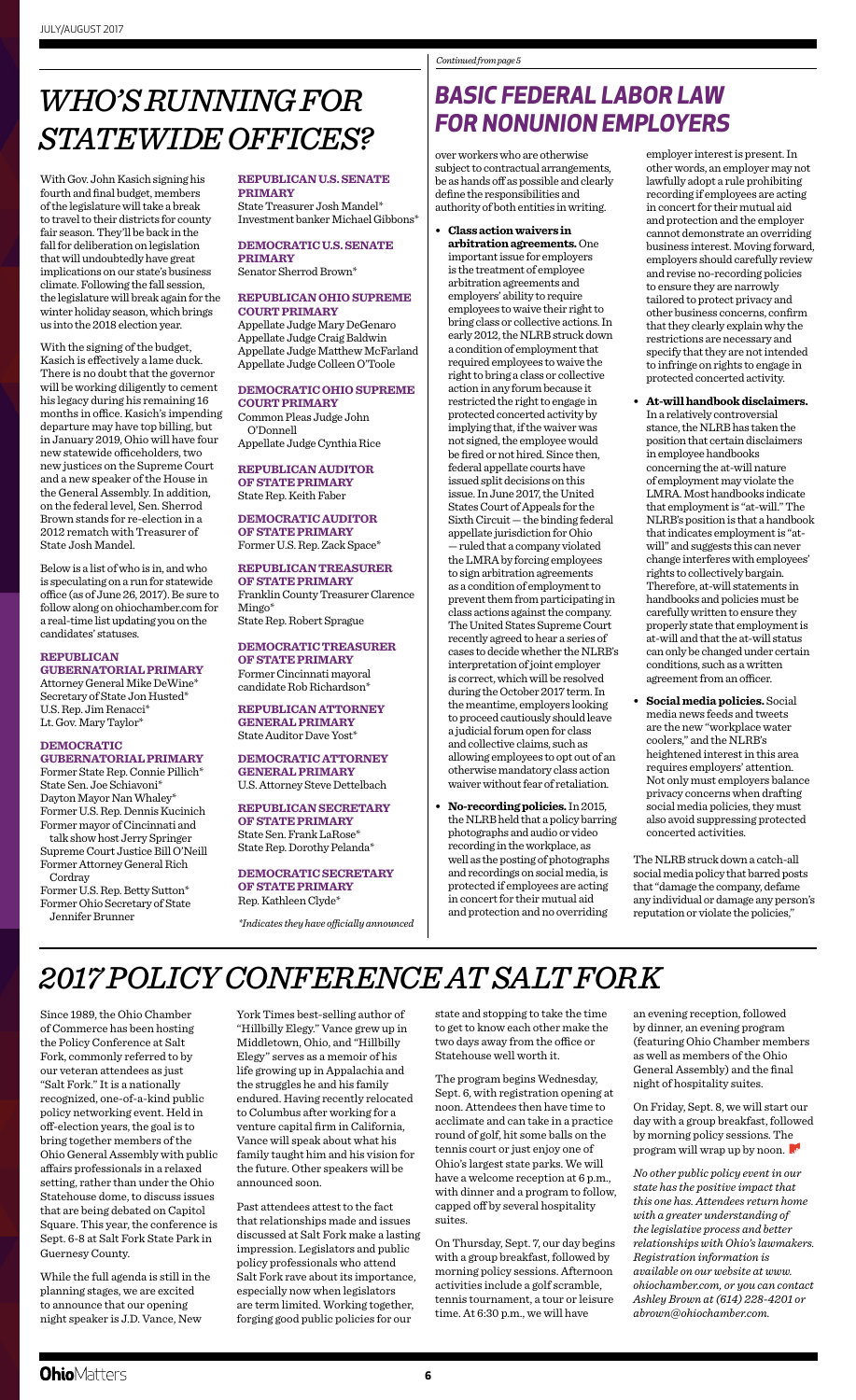# WHO'S RUNNING FOR STATEWIDE OFFICES?

With Gov. John Kasich signing his fourth and final budget, members of the legislature will take a break to travel to their districts for county fair season. They'll be back in the fall for deliberation on legislation that will undoubtedly have great implications on our state's business climate. Following the fall session, the legislature will break again for the winter holiday season, which brings us into the 2018 election year.

With the signing of the budget, Kasich is effectively a lame duck. There is no doubt that the governor will be working diligently to cement his legacy during his remaining 16 months in office. Kasich's impending departure may have top billing, but in January 2019, Ohio will have four new statewide officeholders, two new justices on the Supreme Court and a new speaker of the House in the General Assembly. In addition, on the federal level, Sen. Sherrod Brown stands for re-election in a 2012 rematch with Treasurer of State Josh Mandel.

Below is a list of who is in, and who is speculating on a run for statewide office (as of June 26, 2017). Be sure to follow along on ohiochamber.com for a real-time list updating you on the candidates' statuses.

**REPUBLICAN GUBERNATORIAL PRIMARY**
Attorney General Mike DeWine*
Secretary of State Jon Husted*
U.S. Rep. Jim Renacci*
Lt. Gov. Mary Taylor*

**DEMOCRATIC GUBERNATORIAL PRIMARY**
Former State Rep. Connie Pillich*
State Sen. Joe Schiavoni*
Dayton Mayor Nan Whaley*
Former U.S. Rep. Dennis Kucinich
Former mayor of Cincinnati and talk show host Jerry Springer
Supreme Court Justice Bill O'Neill
Former Attorney General Rich Cordray
Former U.S. Rep. Betty Sutton*
Former Ohio Secretary of State Jennifer Brunner

**REPUBLICAN U.S. SENATE PRIMARY**
State Treasurer Josh Mandel*
Investment banker Michael Gibbons*

**DEMOCRATIC U.S. SENATE PRIMARY**
Senator Sherrod Brown*

**REPUBLICAN OHIO SUPREME COURT PRIMARY**
Appellate Judge Mary DeGenaro
Appellate Judge Craig Baldwin
Appellate Judge Matthew McFarland
Appellate Judge Colleen O'Toole

**DEMOCRATIC OHIO SUPREME COURT PRIMARY**
Common Pleas Judge John O'Donnell
Appellate Judge Cynthia Rice

**REPUBLICAN AUDITOR OF STATE PRIMARY**
State Rep. Keith Faber

**DEMOCRATIC AUDITOR OF STATE PRIMARY**
Former U.S. Rep. Zack Space*

**REPUBLICAN TREASURER OF STATE PRIMARY**
Franklin County Treasurer Clarence Mingo*
State Rep. Robert Sprague

**DEMOCRATIC TREASURER OF STATE PRIMARY**
Former Cincinnati mayoral candidate Rob Richardson*

**REPUBLICAN ATTORNEY GENERAL PRIMARY**
State Auditor Dave Yost*

**DEMOCRATIC ATTORNEY GENERAL PRIMARY**
U.S. Attorney Steve Dettelbach

**REPUBLICAN SECRETARY OF STATE PRIMARY**
State Sen. Frank LaRose*
State Rep. Dorothy Pelanda*

**DEMOCRATIC SECRETARY OF STATE PRIMARY**
Rep. Kathleen Clyde*

*\*Indicates they have officially announced*

*Continued from page 5*

# BASIC FEDERAL LABOR LAW FOR NONUNION EMPLOYERS

over workers who are otherwise subject to contractual arrangements, be as hands off as possible and clearly define the responsibilities and authority of both entities in writing.

- **Class action waivers in arbitration agreements.** One important issue for employers is the treatment of employee arbitration agreements and employers' ability to require employees to waive their right to bring class or collective actions. In early 2012, the NLRB struck down a condition of employment that required employees to waive the right to bring a class or collective action in any forum because it restricted the right to engage in protected concerted activity by implying that, if the waiver was not signed, the employee would be fired or not hired. Since then, federal appellate courts have issued split decisions on this issue. In June 2017, the United States Court of Appeals for the Sixth Circuit — the binding federal appellate jurisdiction for Ohio — ruled that a company violated the LMRA by forcing employees to sign arbitration agreements as a condition of employment to prevent them from participating in class actions against the company. The United States Supreme Court recently agreed to hear a series of cases to decide whether the NLRB's interpretation of joint employer is correct, which will be resolved during the October 2017 term. In the meantime, employers looking to proceed cautiously should leave a judicial forum open for class and collective claims, such as allowing employees to opt out of an otherwise mandatory class action waiver without fear of retaliation.
- **No-recording policies.** In 2015, the NLRB held that a policy barring photographs and audio or video recording in the workplace, as well as the posting of photographs and recordings on social media, is protected if employees are acting in concert for their mutual aid and protection and no overriding employer interest is present. In other words, an employer may not lawfully adopt a rule prohibiting recording if employees are acting in concert for their mutual aid and protection and the employer cannot demonstrate an overriding business interest. Moving forward, employers should carefully review and revise no-recording policies to ensure they are narrowly tailored to protect privacy and other business concerns, confirm that they clearly explain why the restrictions are necessary and specify that they are not intended to infringe on rights to engage in protected concerted activity.
- **At-will handbook disclaimers.** In a relatively controversial stance, the NLRB has taken the position that certain disclaimers in employee handbooks concerning the at-will nature of employment may violate the LMRA. Most handbooks indicate that employment is "at-will." The NLRB's position is that a handbook that indicates employment is "at-will" and suggests this can never change interferes with employees' rights to collectively bargain. Therefore, at-will statements in handbooks and policies must be carefully written to ensure they properly state that employment is at-will and that the at-will status can only be changed under certain conditions, such as a written agreement from an officer.
- **Social media policies.** Social media news feeds and tweets are the new "workplace water coolers," and the NLRB's heightened interest in this area requires employers' attention. Not only must employers balance privacy concerns when drafting social media policies, they must also avoid suppressing protected concerted activities.

The NLRB struck down a catch-all social media policy that barred posts that "damage the company, defame any individual or damage any person's reputation or violate the policies,"

# 2017 POLICY CONFERENCE AT SALT FORK

Since 1989, the Ohio Chamber of Commerce has been hosting the Policy Conference at Salt Fork, commonly referred to by our veteran attendees as just "Salt Fork." It is a nationally recognized, one-of-a-kind public policy networking event. Held in off-election years, the goal is to bring together members of the Ohio General Assembly with public affairs professionals in a relaxed setting, rather than under the Ohio Statehouse dome, to discuss issues that are being debated on Capitol Square. This year, the conference is Sept. 6-8 at Salt Fork State Park in Guernsey County.

While the full agenda is still in the planning stages, we are excited to announce that our opening night speaker is J.D. Vance, New York Times best-selling author of "Hillbilly Elegy." Vance grew up in Middletown, Ohio, and "Hillbilly Elegy" serves as a memoir of his life growing up in Appalachia and the struggles he and his family endured. Having recently relocated to Columbus after working for a venture capital firm in California, Vance will speak about what his family taught him and his vision for the future. Other speakers will be announced soon.

Past attendees attest to the fact that relationships made and issues discussed at Salt Fork make a lasting impression. Legislators and public policy professionals who attend Salt Fork rave about its importance, especially now when legislators are term limited. Working together, forging good public policies for our state and stopping to take the time to get to know each other make the two days away from the office or Statehouse well worth it.

The program begins Wednesday, Sept. 6, with registration opening at noon. Attendees then have time to acclimate and can take in a practice round of golf, hit some balls on the tennis court or just enjoy one of Ohio's largest state parks. We will have a welcome reception at 6 p.m., with dinner and a program to follow, capped off by several hospitality suites.

On Thursday, Sept. 7, our day begins with a group breakfast, followed by morning policy sessions. Afternoon activities include a golf scramble, tennis tournament, a tour or leisure time. At 6:30 p.m., we will have an evening reception, followed by dinner, an evening program (featuring Ohio Chamber members as well as members of the Ohio General Assembly) and the final night of hospitality suites.

On Friday, Sept. 8, we will start our day with a group breakfast, followed by morning policy sessions. The program will wrap up by noon.

*No other public policy event in our state has the positive impact that this one has. Attendees return home with a greater understanding of the legislative process and better relationships with Ohio's lawmakers. Registration information is available on our website at www.ohiochamber.com, or you can contact Ashley Brown at (614) 228-4201 or abrown@ohiochamber.com.*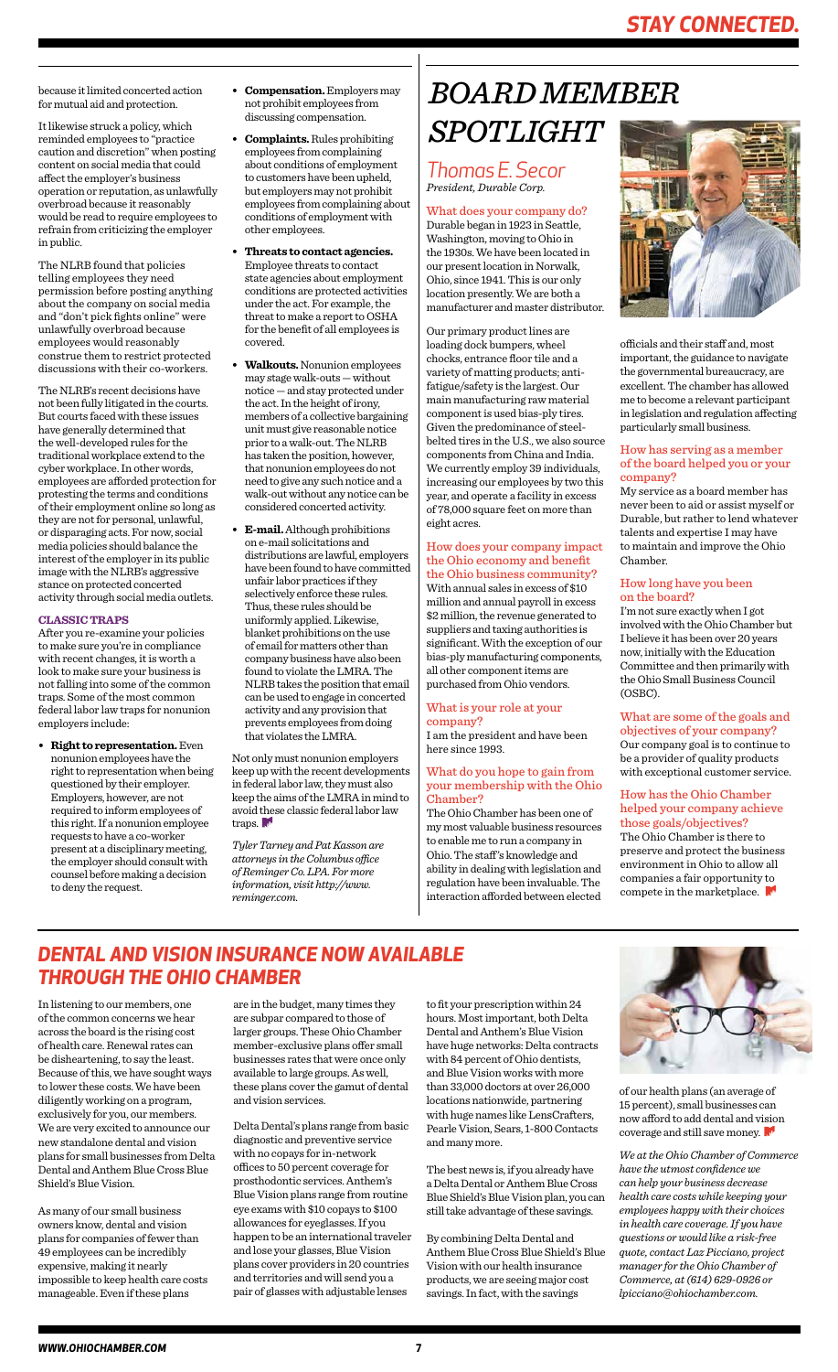because it limited concerted action for mutual aid and protection.

It likewise struck a policy, which reminded employees to "practice caution and discretion" when posting content on social media that could affect the employer's business operation or reputation, as unlawfully overbroad because it reasonably would be read to require employees to refrain from criticizing the employer in public.

The NLRB found that policies telling employees they need permission before posting anything about the company on social media and "don't pick fights online" were unlawfully overbroad because employees would reasonably construe them to restrict protected discussions with their co-workers.

The NLRB's recent decisions have not been fully litigated in the courts. But courts faced with these issues have generally determined that the well-developed rules for the traditional workplace extend to the cyber workplace. In other words, employees are afforded protection for protesting the terms and conditions of their employment online so long as they are not for personal, unlawful, or disparaging acts. For now, social media policies should balance the interest of the employer in its public image with the NLRB's aggressive stance on protected concerted activity through social media outlets.

### CLASSIC TRAPS

After you re-examine your policies to make sure you're in compliance with recent changes, it is worth a look to make sure your business is not falling into some of the common traps. Some of the most common federal labor law traps for nonunion employers include:

- **Right to representation.** Even nonunion employees have the right to representation when being questioned by their employer. Employers, however, are not required to inform employees of this right. If a nonunion employee requests to have a co-worker present at a disciplinary meeting, the employer should consult with counsel before making a decision to deny the request.
- **Compensation.** Employers may not prohibit employees from discussing compensation.
- **Complaints.** Rules prohibiting employees from complaining about conditions of employment to customers have been upheld, but employers may not prohibit employees from complaining about conditions of employment with other employees.
- **Threats to contact agencies.** Employee threats to contact state agencies about employment conditions are protected activities under the act. For example, the threat to make a report to OSHA for the benefit of all employees is covered.
- **Walkouts.** Nonunion employees may stage walk-outs — without notice — and stay protected under the act. In the height of irony, members of a collective bargaining unit must give reasonable notice prior to a walk-out. The NLRB has taken the position, however, that nonunion employees do not need to give any such notice and a walk-out without any notice can be considered concerted activity.
- **E-mail.** Although prohibitions on e-mail solicitations and distributions are lawful, employers have been found to have committed unfair labor practices if they selectively enforce these rules. Thus, these rules should be uniformly applied. Likewise, blanket prohibitions on the use of email for matters other than company business have also been found to violate the LMRA. The NLRB takes the position that email can be used to engage in concerted activity and any provision that prevents employees from doing that violates the LMRA.

Not only must nonunion employers keep up with the recent developments in federal labor law, they must also keep the aims of the LMRA in mind to avoid these classic federal labor law traps.

*Tyler Tarney and Pat Kasson are attorneys in the Columbus office of Reminger Co. LPA. For more information, visit http://www.reminger.com.*

# BOARD MEMBER SPOTLIGHT

## Thomas E. Secor
*President, Durable Corp.*

### What does your company do?
Durable began in 1923 in Seattle, Washington, moving to Ohio in the 1930s. We have been located in our present location in Norwalk, Ohio, since 1941. This is our only location presently. We are both a manufacturer and master distributor.

Our primary product lines are loading dock bumpers, wheel chocks, entrance floor tile and a variety of matting products; anti-fatigue/safety is the largest. Our main manufacturing raw material component is used bias-ply tires. Given the predominance of steel-belted tires in the U.S., we also source components from China and India. We currently employ 39 individuals, increasing our employees by two this year, and operate a facility in excess of 78,000 square feet on more than eight acres.

### How does your company impact the Ohio economy and benefit the Ohio business community?
With annual sales in excess of $10 million and annual payroll in excess $2 million, the revenue generated to suppliers and taxing authorities is significant. With the exception of our bias-ply manufacturing components, all other component items are purchased from Ohio vendors.

### What is your role at your company?
I am the president and have been here since 1993.

### What do you hope to gain from your membership with the Ohio Chamber?
The Ohio Chamber has been one of my most valuable business resources to enable me to run a company in Ohio. The staff's knowledge and ability in dealing with legislation and regulation have been invaluable. The interaction afforded between elected officials and their staff and, most important, the guidance to navigate the governmental bureaucracy, are excellent. The chamber has allowed me to become a relevant participant in legislation and regulation affecting particularly small business.

### How has serving as a member of the board helped you or your company?
My service as a board member has never been to aid or assist myself or Durable, but rather to lend whatever talents and expertise I may have to maintain and improve the Ohio Chamber.

### How long have you been on the board?
I'm not sure exactly when I got involved with the Ohio Chamber but I believe it has been over 20 years now, initially with the Education Committee and then primarily with the Ohio Small Business Council (OSBC).

### What are some of the goals and objectives of your company?
Our company goal is to continue to be a provider of quality products with exceptional customer service.

### How has the Ohio Chamber helped your company achieve those goals/objectives?
The Ohio Chamber is there to preserve and protect the business environment in Ohio to allow all companies a fair opportunity to compete in the marketplace.

# DENTAL AND VISION INSURANCE NOW AVAILABLE THROUGH THE OHIO CHAMBER

In listening to our members, one of the common concerns we hear across the board is the rising cost of health care. Renewal rates can be disheartening, to say the least. Because of this, we have sought ways to lower these costs. We have been diligently working on a program, exclusively for you, our members. We are very excited to announce our new standalone dental and vision plans for small businesses from Delta Dental and Anthem Blue Cross Blue Shield's Blue Vision.

As many of our small business owners know, dental and vision plans for companies of fewer than 49 employees can be incredibly expensive, making it nearly impossible to keep health care costs manageable. Even if these plans are in the budget, many times they are subpar compared to those of larger groups. These Ohio Chamber member-exclusive plans offer small businesses rates that were once only available to large groups. As well, these plans cover the gamut of dental and vision services.

Delta Dental's plans range from basic diagnostic and preventive service with no copays for in-network offices to 50 percent coverage for prosthodontic services. Anthem's Blue Vision plans range from routine eye exams with $10 copays to $100 allowances for eyeglasses. If you happen to be an international traveler and lose your glasses, Blue Vision plans cover providers in 20 countries and territories and will send you a pair of glasses with adjustable lenses to fit your prescription within 24 hours. Most important, both Delta Dental and Anthem's Blue Vision have huge networks: Delta contracts with 84 percent of Ohio dentists, and Blue Vision works with more than 33,000 doctors at over 26,000 locations nationwide, partnering with huge names like LensCrafters, Pearle Vision, Sears, 1-800 Contacts and many more.

The best news is, if you already have a Delta Dental or Anthem Blue Cross Blue Shield's Blue Vision plan, you can still take advantage of these savings.

By combining Delta Dental and Anthem Blue Cross Blue Shield's Blue Vision with our health insurance products, we are seeing major cost savings. In fact, with the savings of our health plans (an average of 15 percent), small businesses can now afford to add dental and vision coverage and still save money.

*We at the Ohio Chamber of Commerce have the utmost confidence we can help your business decrease health care costs while keeping your employees happy with their choices in health care coverage. If you have questions or would like a risk-free quote, contact Laz Picciano, project manager for the Ohio Chamber of Commerce, at (614) 629-0926 or lpicciano@ohiochamber.com.*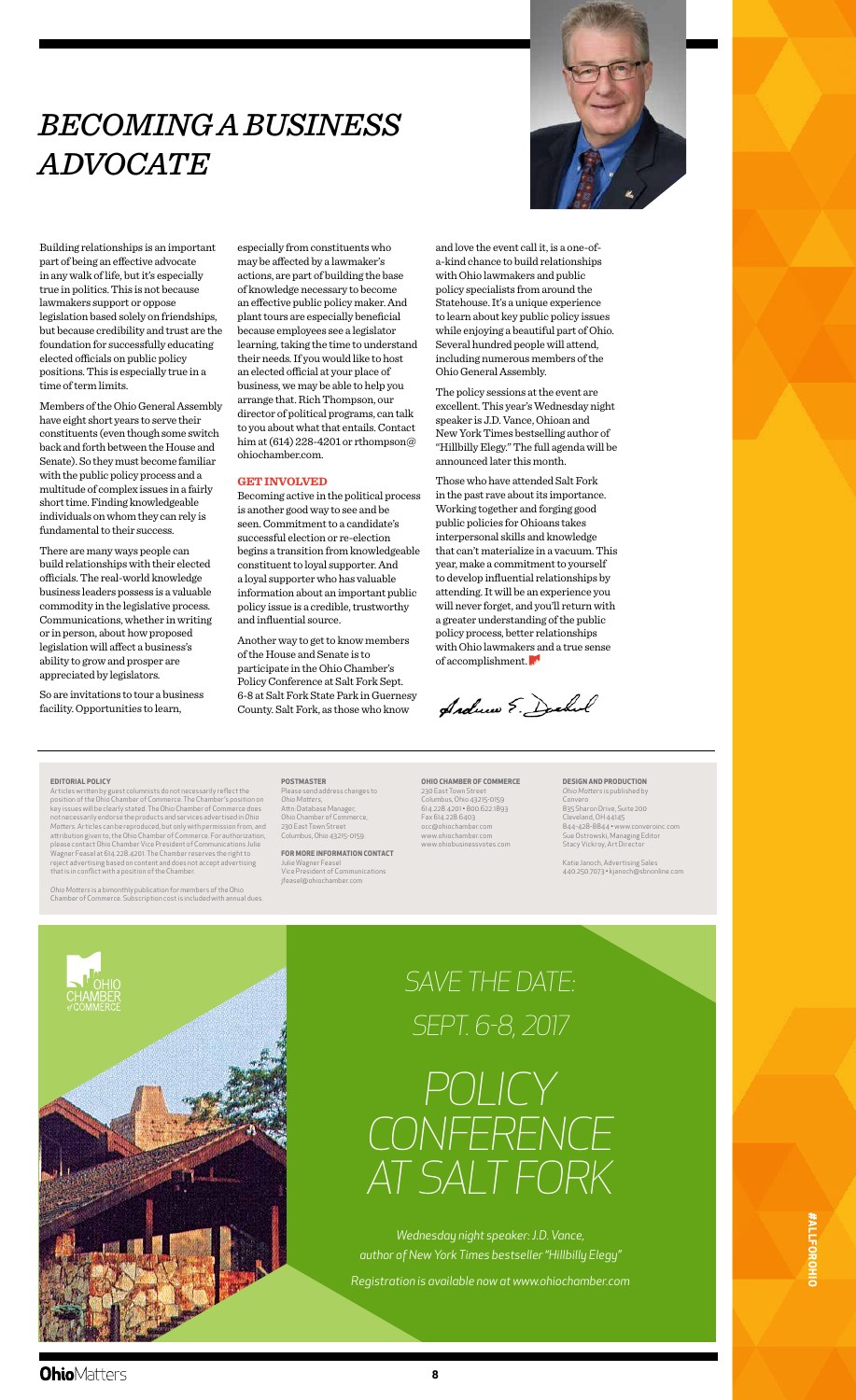# BECOMING A BUSINESS ADVOCATE

Building relationships is an important part of being an effective advocate in any walk of life, but it's especially true in politics. This is not because lawmakers support or oppose legislation based solely on friendships, but because credibility and trust are the foundation for successfully educating elected officials on public policy positions. This is especially true in a time of term limits.

Members of the Ohio General Assembly have eight short years to serve their constituents (even though some switch back and forth between the House and Senate). So they must become familiar with the public policy process and a multitude of complex issues in a fairly short time. Finding knowledgeable individuals on whom they can rely is fundamental to their success.

There are many ways people can build relationships with their elected officials. The real-world knowledge business leaders possess is a valuable commodity in the legislative process. Communications, whether in writing or in person, about how proposed legislation will affect a business's ability to grow and prosper are appreciated by legislators.

So are invitations to tour a business facility. Opportunities to learn, especially from constituents who may be affected by a lawmaker's actions, are part of building the base of knowledge necessary to become an effective public policy maker. And plant tours are especially beneficial because employees see a legislator learning, taking the time to understand their needs. If you would like to host an elected official at your place of business, we may be able to help you arrange that. Rich Thompson, our director of political programs, can talk to you about what that entails. Contact him at (614) 228-4201 or rthompson@ohiochamber.com.

## GET INVOLVED

Becoming active in the political process is another good way to see and be seen. Commitment to a candidate's successful election or re-election begins a transition from knowledgeable constituent to loyal supporter. And a loyal supporter who has valuable information about an important public policy issue is a credible, trustworthy and influential source.

Another way to get to know members of the House and Senate is to participate in the Ohio Chamber's Policy Conference at Salt Fork Sept. 6-8 at Salt Fork State Park in Guernsey County. Salt Fork, as those who know and love the event call it, is a one-of-a-kind chance to build relationships with Ohio lawmakers and public policy specialists from around the Statehouse. It's a unique experience to learn about key public policy issues while enjoying a beautiful part of Ohio. Several hundred people will attend, including numerous members of the Ohio General Assembly.

The policy sessions at the event are excellent. This year's Wednesday night speaker is J.D. Vance, Ohioan and New York Times bestselling author of "Hillbilly Elegy." The full agenda will be announced later this month.

Those who have attended Salt Fork in the past rave about its importance. Working together and forging good public policies for Ohioans takes interpersonal skills and knowledge that can't materialize in a vacuum. This year, make a commitment to yourself to develop influential relationships by attending. It will be an experience you will never forget, and you'll return with a greater understanding of the public policy process, better relationships with Ohio lawmakers and a true sense of accomplishment.

Andrew E. Doehrel

**EDITORIAL POLICY**
Articles written by guest columnists do not necessarily reflect the position of the Ohio Chamber of Commerce. The Chamber's position on key issues will be clearly stated. The Ohio Chamber of Commerce does not necessarily endorse the products and services advertised in *Ohio Matters*. Articles can be reproduced, but only with permission from, and attribution given to, the Ohio Chamber of Commerce. For authorization, please contact Ohio Chamber Vice President of Communications Julie Wagner Feasel at 614.228.4201. The Chamber reserves the right to reject advertising based on content and does not accept advertising that is in conflict with a position of the Chamber.

*Ohio Matters* is a bimonthly publication for members of the Ohio Chamber of Commerce. Subscription cost is included with annual dues.

**POSTMASTER**
Please send address changes to *Ohio Matters*, Attn Database Manager, Ohio Chamber of Commerce, 230 East Town Street Columbus, Ohio 43215-0159

**FOR MORE INFORMATION CONTACT**
Julie Wagner Feasel
Vice President of Communications
jfeasel@ohiochamber.com

**OHIO CHAMBER OF COMMERCE**
230 East Town Street
Columbus, Ohio 43215-0159
614.228.4201 • 800.622.1893
Fax 614.228.6403
occ@ohiochamber.com
www.ohiochamber.com
www.ohiobusinessvotes.com

**DESIGN AND PRODUCTION**
*Ohio Matters* is published by Conveero
835 Sharon Drive, Suite 200
Cleveland, OH 44145
844-428-8844 • www.conveeroinc.com
Sue Ostrowski, Managing Editor
Stacy Vickroy, Art Director

Katie Janoch, Advertising Sales
440.250.7073 • kjanoch@sbnonline.com

OHIO CHAMBER of COMMERCE

SAVE THE DATE: SEPT. 6-8, 2017

POLICY CONFERENCE AT SALT FORK

*Wednesday night speaker: J.D. Vance, author of New York Times bestseller "Hillbilly Elegy"*

*Registration is available now at www.ohiochamber.com*

#ALLFOROHIO